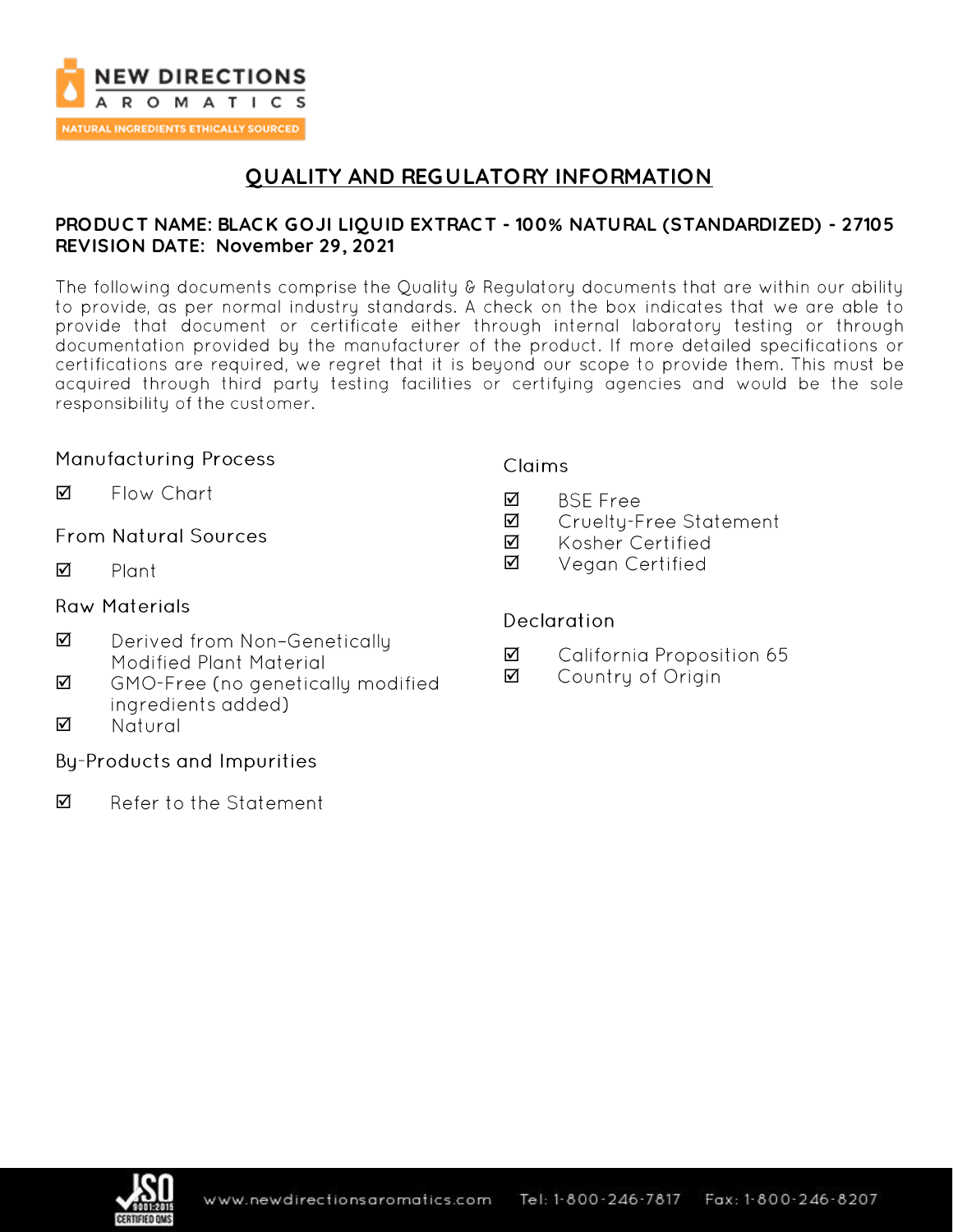# QUALITY AND REGULATORY INFORMATION

**PRODUCT NAME: BLACK GOJI LIQUID EXTRACT - 100% NATURAL (STANDARDIZED) - 27105**
**REVISION DATE: November 29, 2021**

The following documents comprise the Quality & Regulatory documents that are within our ability to provide, as per normal industry standards. A check on the box indicates that we are able to provide that document or certificate either through internal laboratory testing or through documentation provided by the manufacturer of the product. If more detailed specifications or certifications are required, we regret that it is beyond our scope to provide them. This must be acquired through third party testing facilities or certifying agencies and would be the sole responsibility of the customer.

### Manufacturing Process

- ☑ Flow Chart

### From Natural Sources

- ☑ Plant

### Raw Materials

- ☑ Derived from Non-Genetically Modified Plant Material
- ☑ GMO-Free (no genetically modified ingredients added)
- ☑ Natural

### By-Products and Impurities

- ☑ Refer to the Statement

### Claims

- ☑ BSE Free
- ☑ Cruelty-Free Statement
- ☑ Kosher Certified
- ☑ Vegan Certified

### Declaration

- ☑ California Proposition 65
- ☑ Country of Origin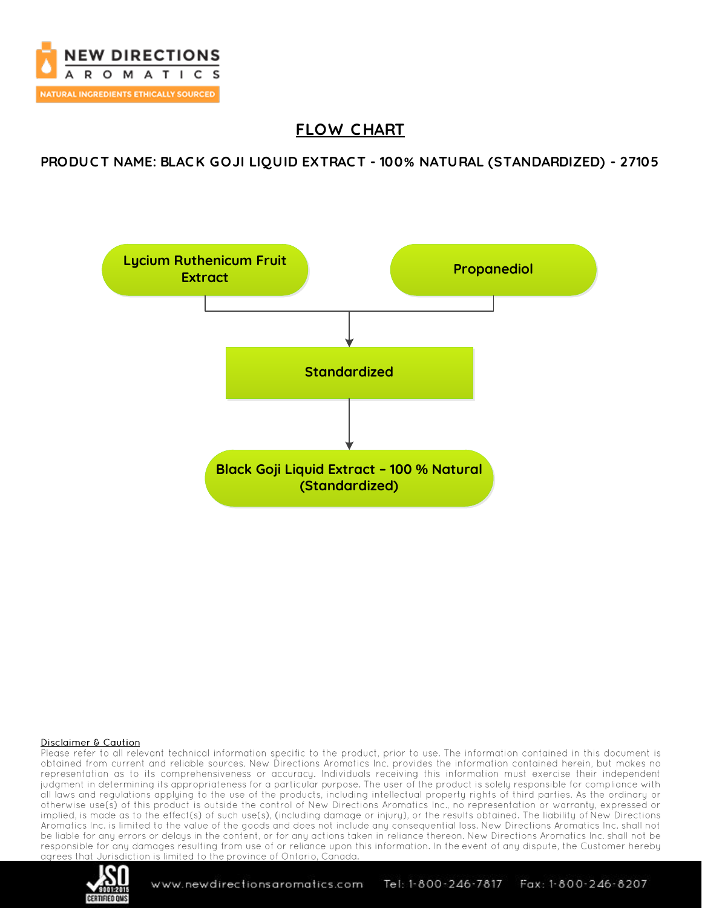# FLOW CHART

**PRODUCT NAME: BLACK GOJI LIQUID EXTRACT - 100% NATURAL (STANDARDIZED) - 27105**

**Lycium Ruthenicum Fruit Extract**

**Propanediol**

↓

**Standardized**

↓

**Black Goji Liquid Extract – 100 % Natural (Standardized)**

Disclaimer & Caution

Please refer to all relevant technical information specific to the product, prior to use. The information contained in this document is obtained from current and reliable sources. New Directions Aromatics Inc. provides the information contained herein, but makes no representation as to its comprehensiveness or accuracy. Individuals receiving this information must exercise their independent judgment in determining its appropriateness for a particular purpose. The user of the product is solely responsible for compliance with all laws and regulations applying to the use of the products, including intellectual property rights of third parties. As the ordinary or otherwise use(s) of this product is outside the control of New Directions Aromatics Inc., no representation or warranty, expressed or implied, is made as to the effect(s) of such use(s), (including damage or injury), or the results obtained. The liability of New Directions Aromatics Inc. is limited to the value of the goods and does not include any consequential loss. New Directions Aromatics Inc. shall not be liable for any errors or delays in the content, or for any actions taken in reliance thereon. New Directions Aromatics Inc. shall not be responsible for any damages resulting from use of or reliance upon this information. In the event of any dispute, the Customer hereby agrees that Jurisdiction is limited to the province of Ontario, Canada.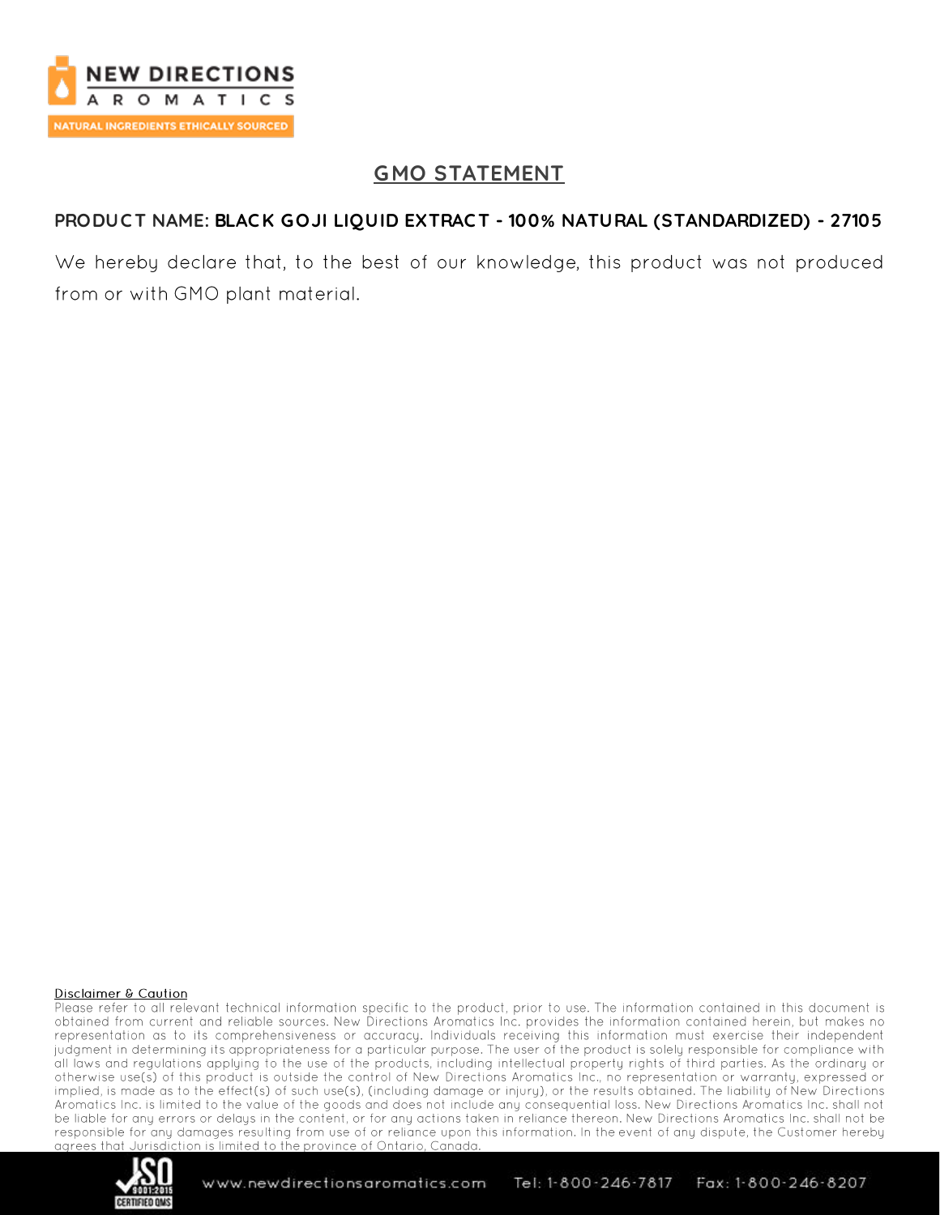## GMO STATEMENT

**PRODUCT NAME: BLACK GOJI LIQUID EXTRACT - 100% NATURAL (STANDARDIZED) - 27105**

We hereby declare that, to the best of our knowledge, this product was not produced from or with GMO plant material.

**Disclaimer & Caution**

Please refer to all relevant technical information specific to the product, prior to use. The information contained in this document is obtained from current and reliable sources. New Directions Aromatics Inc. provides the information contained herein, but makes no representation as to its comprehensiveness or accuracy. Individuals receiving this information must exercise their independent judgment in determining its appropriateness for a particular purpose. The user of the product is solely responsible for compliance with all laws and regulations applying to the use of the products, including intellectual property rights of third parties. As the ordinary or otherwise use(s) of this product is outside the control of New Directions Aromatics Inc., no representation or warranty, expressed or implied, is made as to the effect(s) of such use(s), (including damage or injury), or the results obtained. The liability of New Directions Aromatics Inc. is limited to the value of the goods and does not include any consequential loss. New Directions Aromatics Inc. shall not be liable for any errors or delays in the content, or for any actions taken in reliance thereon. New Directions Aromatics Inc. shall not be responsible for any damages resulting from use of or reliance upon this information. In the event of any dispute, the Customer hereby agrees that Jurisdiction is limited to the province of Ontario, Canada.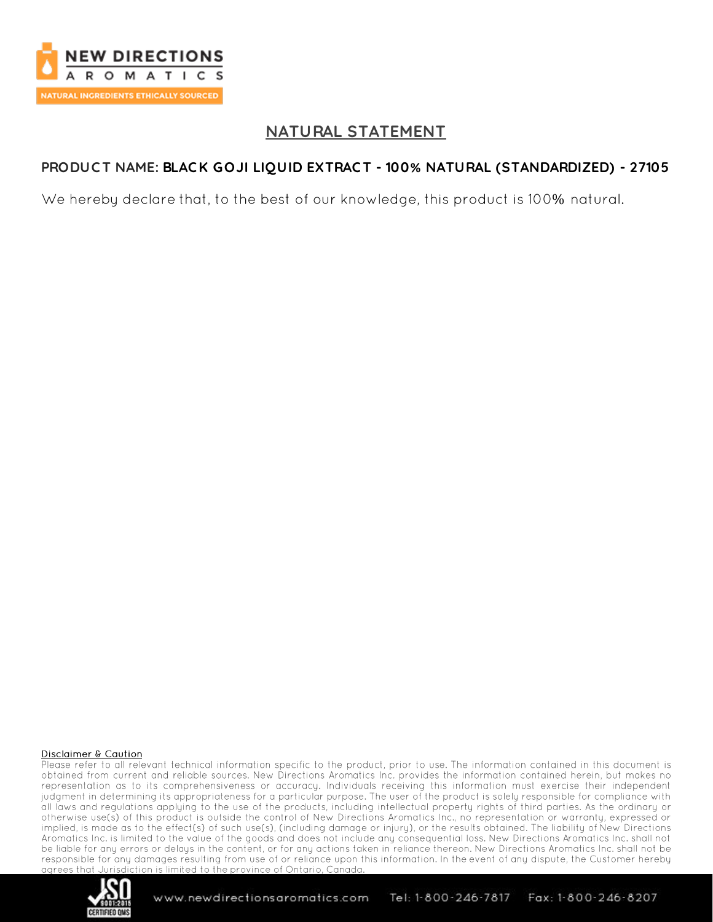## NATURAL STATEMENT

**PRODUCT NAME: BLACK GOJI LIQUID EXTRACT - 100% NATURAL (STANDARDIZED) - 27105**

We hereby declare that, to the best of our knowledge, this product is 100% natural.

Disclaimer & Caution

Please refer to all relevant technical information specific to the product, prior to use. The information contained in this document is obtained from current and reliable sources. New Directions Aromatics Inc. provides the information contained herein, but makes no representation as to its comprehensiveness or accuracy. Individuals receiving this information must exercise their independent judgment in determining its appropriateness for a particular purpose. The user of the product is solely responsible for compliance with all laws and regulations applying to the use of the products, including intellectual property rights of third parties. As the ordinary or otherwise use(s) of this product is outside the control of New Directions Aromatics Inc., no representation or warranty, expressed or implied, is made as to the effect(s) of such use(s), (including damage or injury), or the results obtained. The liability of New Directions Aromatics Inc. is limited to the value of the goods and does not include any consequential loss. New Directions Aromatics Inc. shall not be liable for any errors or delays in the content, or for any actions taken in reliance thereon. New Directions Aromatics Inc. shall not be responsible for any damages resulting from use of or reliance upon this information. In the event of any dispute, the Customer hereby agrees that Jurisdiction is limited to the province of Ontario, Canada.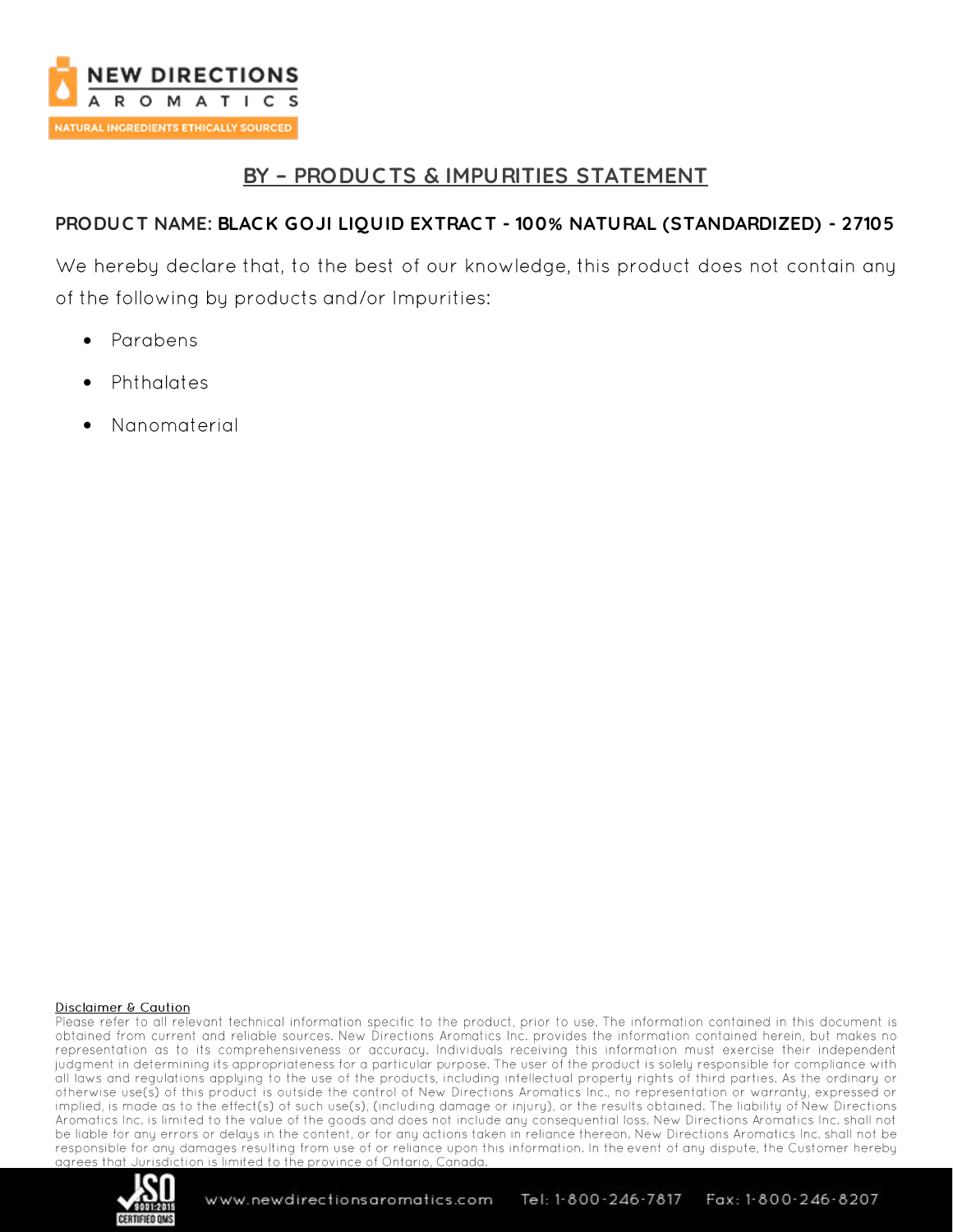# BY – PRODUCTS & IMPURITIES STATEMENT

**PRODUCT NAME: BLACK GOJI LIQUID EXTRACT - 100% NATURAL (STANDARDIZED) - 27105**

We hereby declare that, to the best of our knowledge, this product does not contain any of the following by products and/or Impurities:

- Parabens
- Phthalates
- Nanomaterial

**Disclaimer & Caution**

Please refer to all relevant technical information specific to the product, prior to use. The information contained in this document is obtained from current and reliable sources. New Directions Aromatics Inc. provides the information contained herein, but makes no representation as to its comprehensiveness or accuracy. Individuals receiving this information must exercise their independent judgment in determining its appropriateness for a particular purpose. The user of the product is solely responsible for compliance with all laws and regulations applying to the use of the products, including intellectual property rights of third parties. As the ordinary or otherwise use(s) of this product is outside the control of New Directions Aromatics Inc., no representation or warranty, expressed or implied, is made as to the effect(s) of such use(s), (including damage or injury), or the results obtained. The liability of New Directions Aromatics Inc. is limited to the value of the goods and does not include any consequential loss. New Directions Aromatics Inc. shall not be liable for any errors or delays in the content, or for any actions taken in reliance thereon. New Directions Aromatics Inc. shall not be responsible for any damages resulting from use of or reliance upon this information. In the event of any dispute, the Customer hereby agrees that Jurisdiction is limited to the province of Ontario, Canada.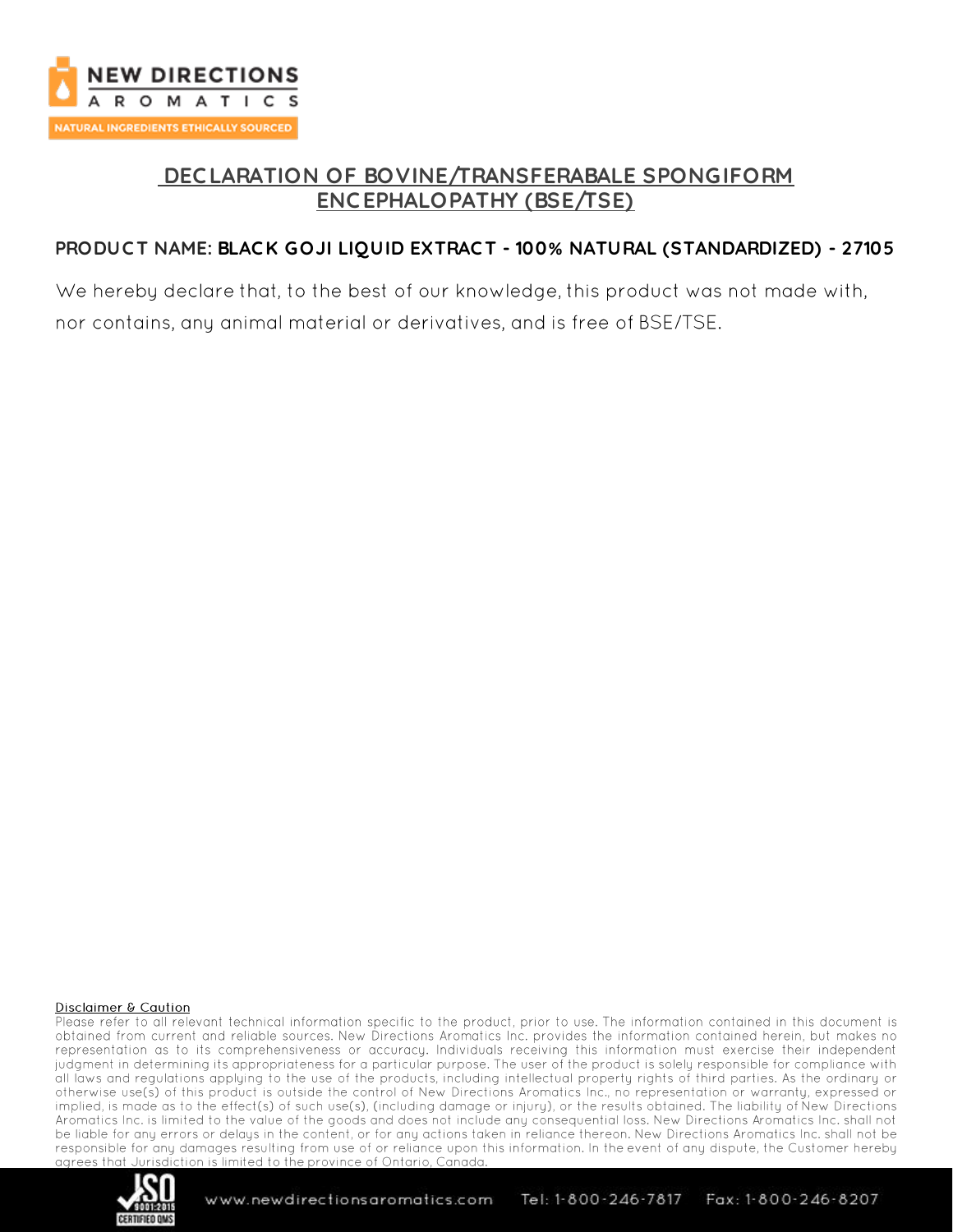# DECLARATION OF BOVINE/TRANSFERABALE SPONGIFORM ENCEPHALOPATHY (BSE/TSE)

**PRODUCT NAME: BLACK GOJI LIQUID EXTRACT - 100% NATURAL (STANDARDIZED) - 27105**

We hereby declare that, to the best of our knowledge, this product was not made with, nor contains, any animal material or derivatives, and is free of BSE/TSE.

**Disclaimer & Caution**

Please refer to all relevant technical information specific to the product, prior to use. The information contained in this document is obtained from current and reliable sources. New Directions Aromatics Inc. provides the information contained herein, but makes no representation as to its comprehensiveness or accuracy. Individuals receiving this information must exercise their independent judgment in determining its appropriateness for a particular purpose. The user of the product is solely responsible for compliance with all laws and regulations applying to the use of the products, including intellectual property rights of third parties. As the ordinary or otherwise use(s) of this product is outside the control of New Directions Aromatics Inc., no representation or warranty, expressed or implied, is made as to the effect(s) of such use(s), (including damage or injury), or the results obtained. The liability of New Directions Aromatics Inc. is limited to the value of the goods and does not include any consequential loss. New Directions Aromatics Inc. shall not be liable for any errors or delays in the content, or for any actions taken in reliance thereon. New Directions Aromatics Inc. shall not be responsible for any damages resulting from use of or reliance upon this information. In the event of any dispute, the Customer hereby agrees that Jurisdiction is limited to the province of Ontario, Canada.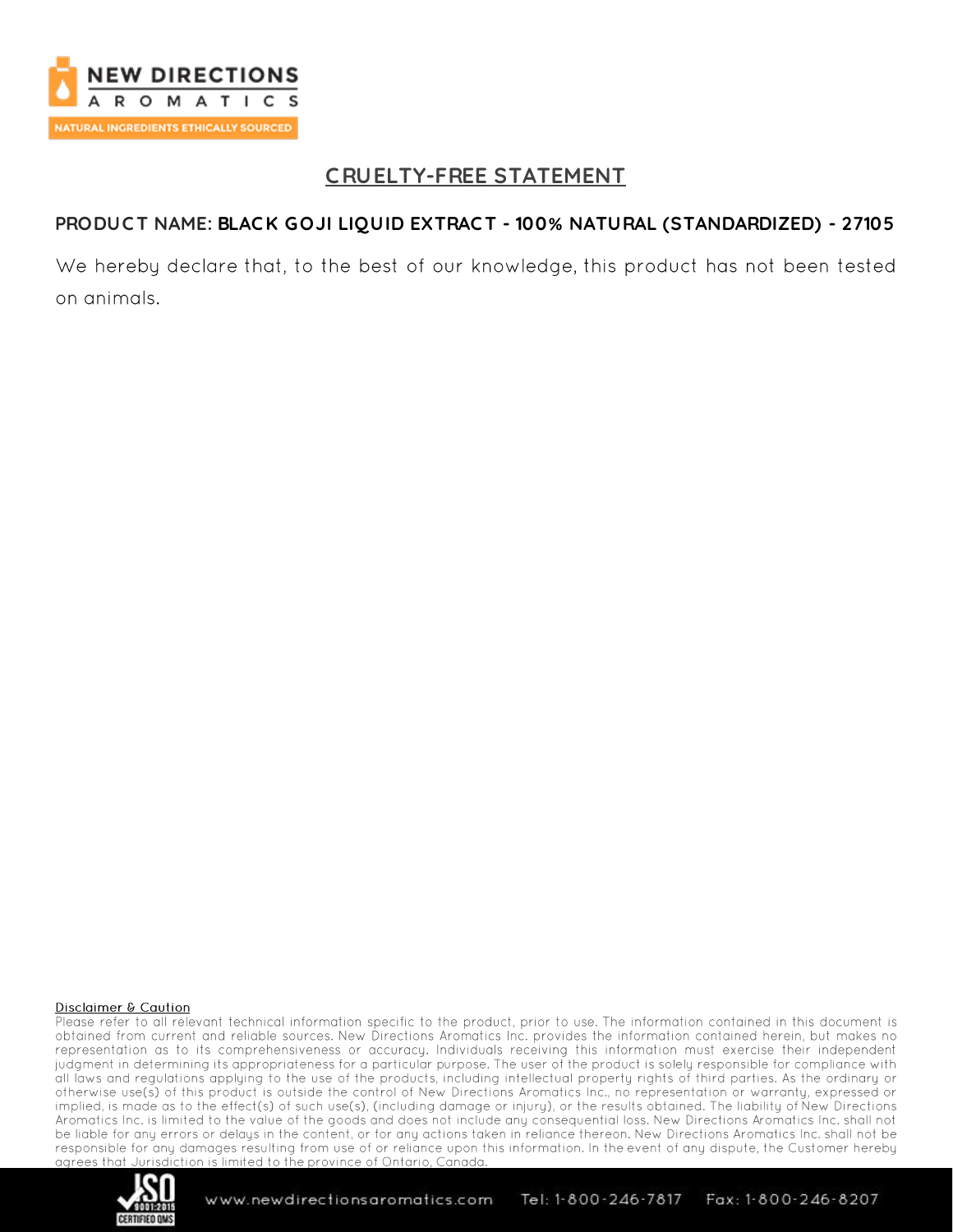# CRUELTY-FREE STATEMENT

**PRODUCT NAME: BLACK GOJI LIQUID EXTRACT - 100% NATURAL (STANDARDIZED) - 27105**

We hereby declare that, to the best of our knowledge, this product has not been tested on animals.

**Disclaimer & Caution**

Please refer to all relevant technical information specific to the product, prior to use. The information contained in this document is obtained from current and reliable sources. New Directions Aromatics Inc. provides the information contained herein, but makes no representation as to its comprehensiveness or accuracy. Individuals receiving this information must exercise their independent judgment in determining its appropriateness for a particular purpose. The user of the product is solely responsible for compliance with all laws and regulations applying to the use of the products, including intellectual property rights of third parties. As the ordinary or otherwise use(s) of this product is outside the control of New Directions Aromatics Inc., no representation or warranty, expressed or implied, is made as to the effect(s) of such use(s), (including damage or injury), or the results obtained. The liability of New Directions Aromatics Inc. is limited to the value of the goods and does not include any consequential loss. New Directions Aromatics Inc. shall not be liable for any errors or delays in the content, or for any actions taken in reliance thereon. New Directions Aromatics Inc. shall not be responsible for any damages resulting from use of or reliance upon this information. In the event of any dispute, the Customer hereby agrees that Jurisdiction is limited to the province of Ontario, Canada.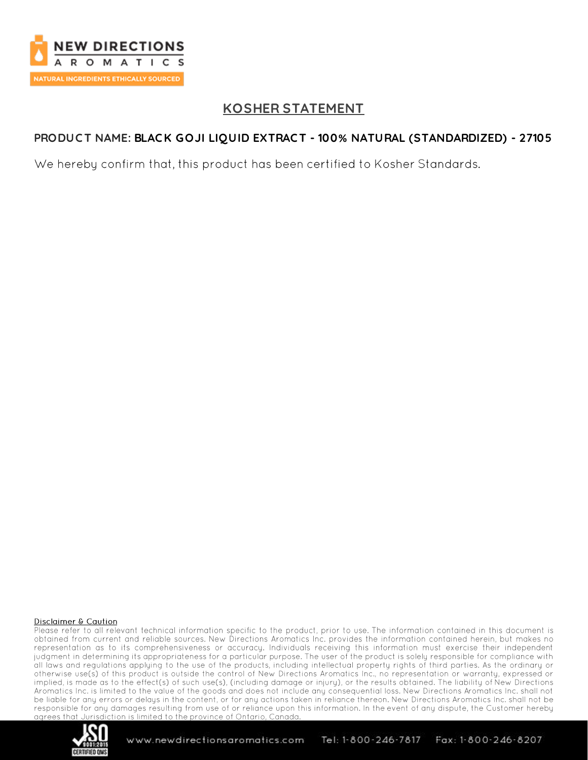# KOSHER STATEMENT

**PRODUCT NAME: BLACK GOJI LIQUID EXTRACT - 100% NATURAL (STANDARDIZED) - 27105**

We hereby confirm that, this product has been certified to Kosher Standards.

**Disclaimer & Caution**

Please refer to all relevant technical information specific to the product, prior to use. The information contained in this document is obtained from current and reliable sources. New Directions Aromatics Inc. provides the information contained herein, but makes no representation as to its comprehensiveness or accuracy. Individuals receiving this information must exercise their independent judgment in determining its appropriateness for a particular purpose. The user of the product is solely responsible for compliance with all laws and regulations applying to the use of the products, including intellectual property rights of third parties. As the ordinary or otherwise use(s) of this product is outside the control of New Directions Aromatics Inc., no representation or warranty, expressed or implied, is made as to the effect(s) of such use(s), (including damage or injury), or the results obtained. The liability of New Directions Aromatics Inc. is limited to the value of the goods and does not include any consequential loss. New Directions Aromatics Inc. shall not be liable for any errors or delays in the content, or for any actions taken in reliance thereon. New Directions Aromatics Inc. shall not be responsible for any damages resulting from use of or reliance upon this information. In the event of any dispute, the Customer hereby agrees that Jurisdiction is limited to the province of Ontario, Canada.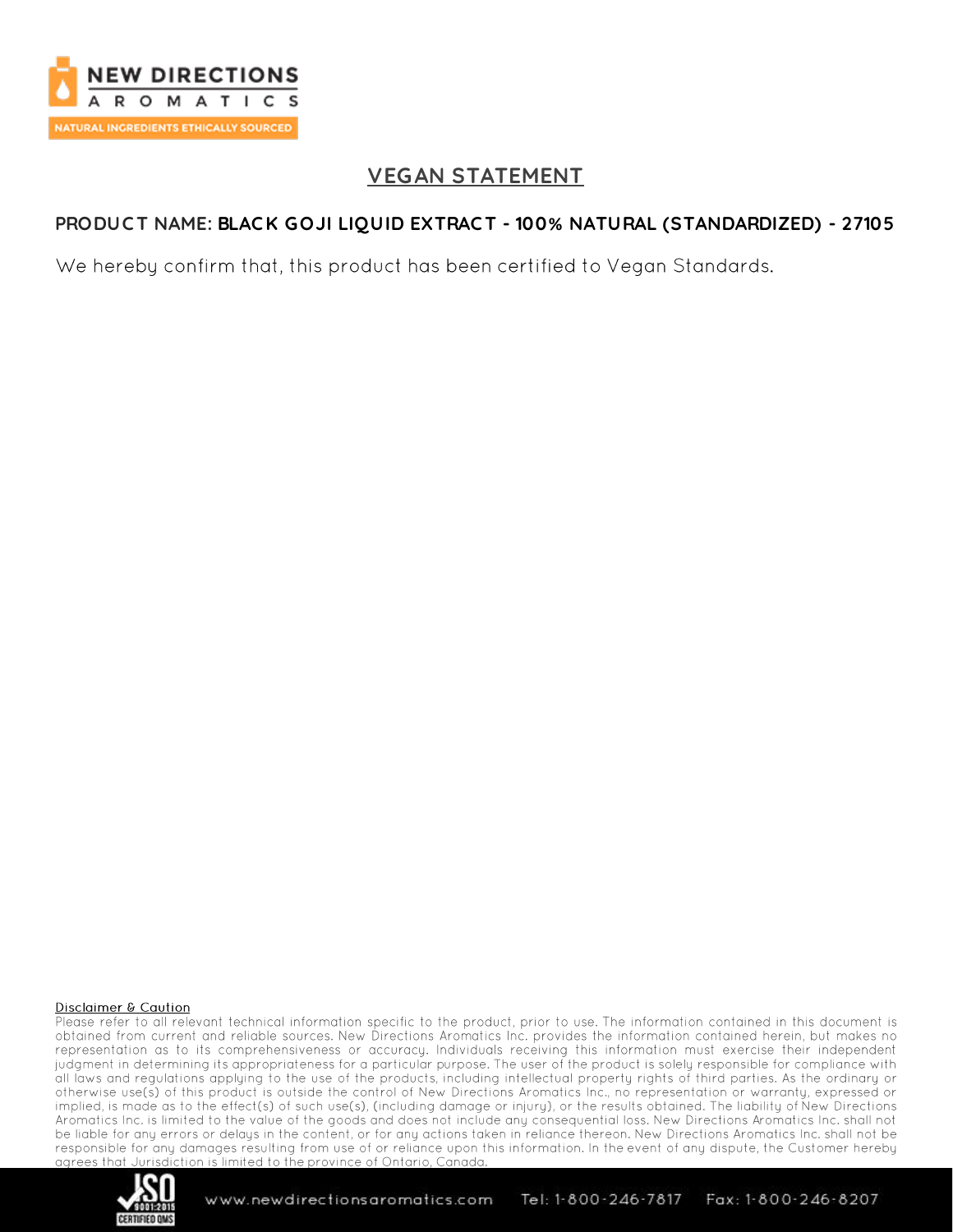# VEGAN STATEMENT

**PRODUCT NAME: BLACK GOJI LIQUID EXTRACT - 100% NATURAL (STANDARDIZED) - 27105**

We hereby confirm that, this product has been certified to Vegan Standards.

**Disclaimer & Caution**

Please refer to all relevant technical information specific to the product, prior to use. The information contained in this document is obtained from current and reliable sources. New Directions Aromatics Inc. provides the information contained herein, but makes no representation as to its comprehensiveness or accuracy. Individuals receiving this information must exercise their independent judgment in determining its appropriateness for a particular purpose. The user of the product is solely responsible for compliance with all laws and regulations applying to the use of the products, including intellectual property rights of third parties. As the ordinary or otherwise use(s) of this product is outside the control of New Directions Aromatics Inc., no representation or warranty, expressed or implied, is made as to the effect(s) of such use(s), (including damage or injury), or the results obtained. The liability of New Directions Aromatics Inc. is limited to the value of the goods and does not include any consequential loss. New Directions Aromatics Inc. shall not be liable for any errors or delays in the content, or for any actions taken in reliance thereon. New Directions Aromatics Inc. shall not be responsible for any damages resulting from use of or reliance upon this information. In the event of any dispute, the Customer hereby agrees that Jurisdiction is limited to the province of Ontario, Canada.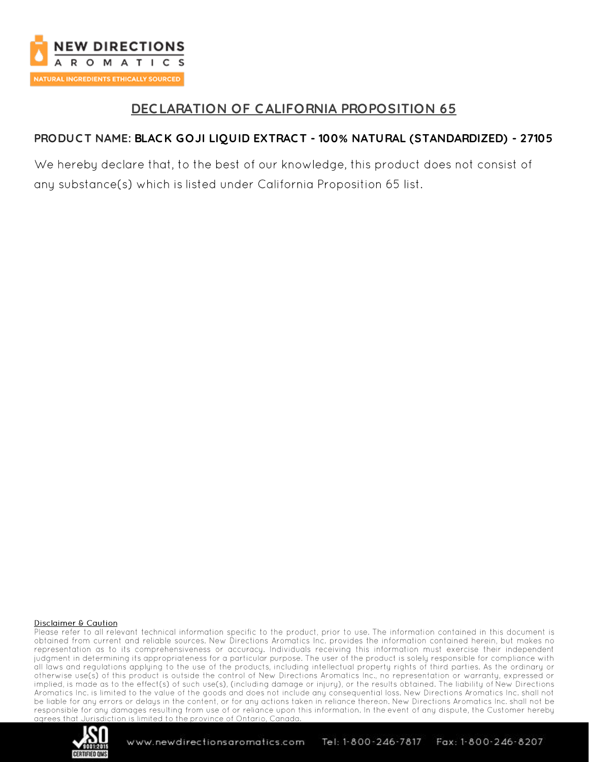# DECLARATION OF CALIFORNIA PROPOSITION 65

**PRODUCT NAME: BLACK GOJI LIQUID EXTRACT - 100% NATURAL (STANDARDIZED) - 27105**

We hereby declare that, to the best of our knowledge, this product does not consist of any substance(s) which is listed under California Proposition 65 list.

**Disclaimer & Caution**

Please refer to all relevant technical information specific to the product, prior to use. The information contained in this document is obtained from current and reliable sources. New Directions Aromatics Inc. provides the information contained herein, but makes no representation as to its comprehensiveness or accuracy. Individuals receiving this information must exercise their independent judgment in determining its appropriateness for a particular purpose. The user of the product is solely responsible for compliance with all laws and regulations applying to the use of the products, including intellectual property rights of third parties. As the ordinary or otherwise use(s) of this product is outside the control of New Directions Aromatics Inc., no representation or warranty, expressed or implied, is made as to the effect(s) of such use(s), (including damage or injury), or the results obtained. The liability of New Directions Aromatics Inc. is limited to the value of the goods and does not include any consequential loss. New Directions Aromatics Inc. shall not be liable for any errors or delays in the content, or for any actions taken in reliance thereon. New Directions Aromatics Inc. shall not be responsible for any damages resulting from use of or reliance upon this information. In the event of any dispute, the Customer hereby agrees that Jurisdiction is limited to the province of Ontario, Canada.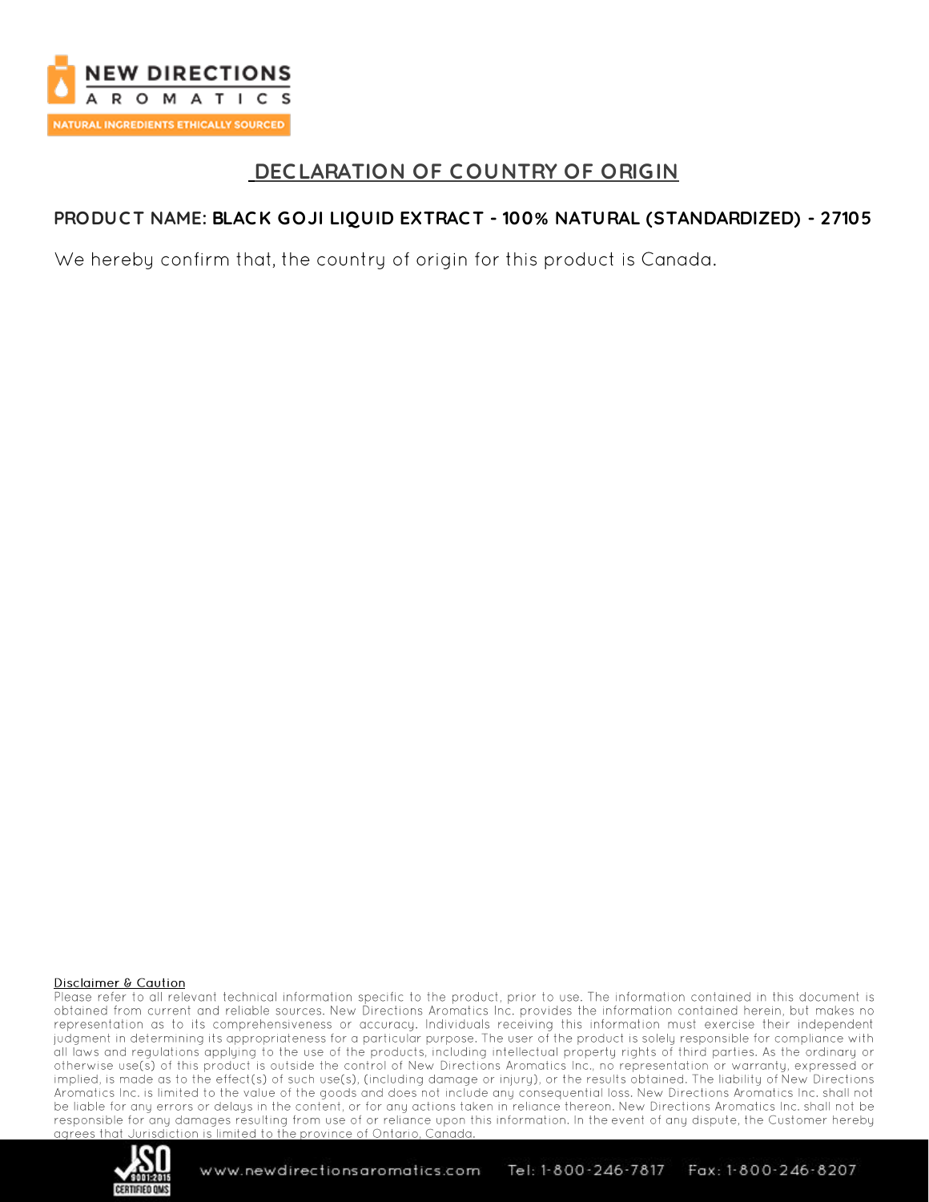# DECLARATION OF COUNTRY OF ORIGIN

**PRODUCT NAME: BLACK GOJI LIQUID EXTRACT - 100% NATURAL (STANDARDIZED) - 27105**

We hereby confirm that, the country of origin for this product is Canada.

**Disclaimer & Caution**

Please refer to all relevant technical information specific to the product, prior to use. The information contained in this document is obtained from current and reliable sources. New Directions Aromatics Inc. provides the information contained herein, but makes no representation as to its comprehensiveness or accuracy. Individuals receiving this information must exercise their independent judgment in determining its appropriateness for a particular purpose. The user of the product is solely responsible for compliance with all laws and regulations applying to the use of the products, including intellectual property rights of third parties. As the ordinary or otherwise use(s) of this product is outside the control of New Directions Aromatics Inc., no representation or warranty, expressed or implied, is made as to the effect(s) of such use(s), (including damage or injury), or the results obtained. The liability of New Directions Aromatics Inc. is limited to the value of the goods and does not include any consequential loss. New Directions Aromatics Inc. shall not be liable for any errors or delays in the content, or for any actions taken in reliance thereon. New Directions Aromatics Inc. shall not be responsible for any damages resulting from use of or reliance upon this information. In the event of any dispute, the Customer hereby agrees that Jurisdiction is limited to the province of Ontario, Canada.